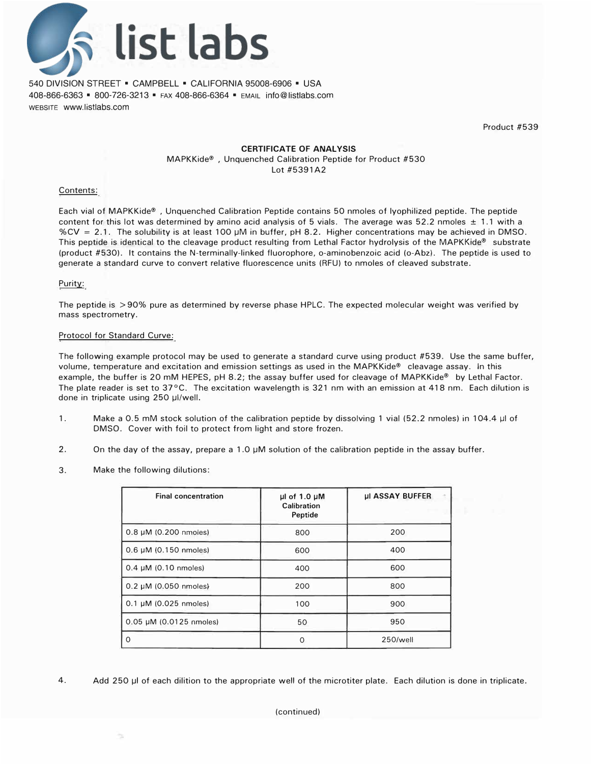list labs

540 DIVISION STREET • CAMPBELL • CALIFORNIA 95008-6906 • USA
408-866-6363 • 800-726-3213 • FAX 408-866-6364 • EMAIL info@listlabs.com
WEBSITE www.listlabs.com

Product #539

## CERTIFICATE OF ANALYSIS

MAPKKide®, Unquenched Calibration Peptide for Product #530
Lot #5391A2

### Contents:

Each vial of MAPKKide®, Unquenched Calibration Peptide contains 50 nmoles of lyophilized peptide. The peptide content for this lot was determined by amino acid analysis of 5 vials. The average was 52.2 nmoles ± 1.1 with a %CV = 2.1. The solubility is at least 100 µM in buffer, pH 8.2. Higher concentrations may be achieved in DMSO. This peptide is identical to the cleavage product resulting from Lethal Factor hydrolysis of the MAPKKide® substrate (product #530). It contains the N-terminally-linked fluorophore, o-aminobenzoic acid (o-Abz). The peptide is used to generate a standard curve to convert relative fluorescence units (RFU) to nmoles of cleaved substrate.

### Purity:

The peptide is >90% pure as determined by reverse phase HPLC. The expected molecular weight was verified by mass spectrometry.

### Protocol for Standard Curve:

The following example protocol may be used to generate a standard curve using product #539. Use the same buffer, volume, temperature and excitation and emission settings as used in the MAPKKide® cleavage assay. In this example, the buffer is 20 mM HEPES, pH 8.2; the assay buffer used for cleavage of MAPKKide® by Lethal Factor. The plate reader is set to 37°C. The excitation wavelength is 321 nm with an emission at 418 nm. Each dilution is done in triplicate using 250 µl/well.

1. Make a 0.5 mM stock solution of the calibration peptide by dissolving 1 vial (52.2 nmoles) in 104.4 µl of DMSO. Cover with foil to protect from light and store frozen.
2. On the day of the assay, prepare a 1.0 µM solution of the calibration peptide in the assay buffer.
3. Make the following dilutions:

| Final concentration | µl of 1.0 µM Calibration Peptide | µl ASSAY BUFFER |
|---|---|---|
| 0.8 µM (0.200 nmoles) | 800 | 200 |
| 0.6 µM (0.150 nmoles) | 600 | 400 |
| 0.4 µM (0.10 nmoles) | 400 | 600 |
| 0.2 µM (0.050 nmoles) | 200 | 800 |
| 0.1 µM (0.025 nmoles) | 100 | 900 |
| 0.05 µM (0.0125 nmoles) | 50 | 950 |
| 0 | 0 | 250/well |

4. Add 250 µl of each dilition to the appropriate well of the microtiter plate. Each dilution is done in triplicate.

(continued)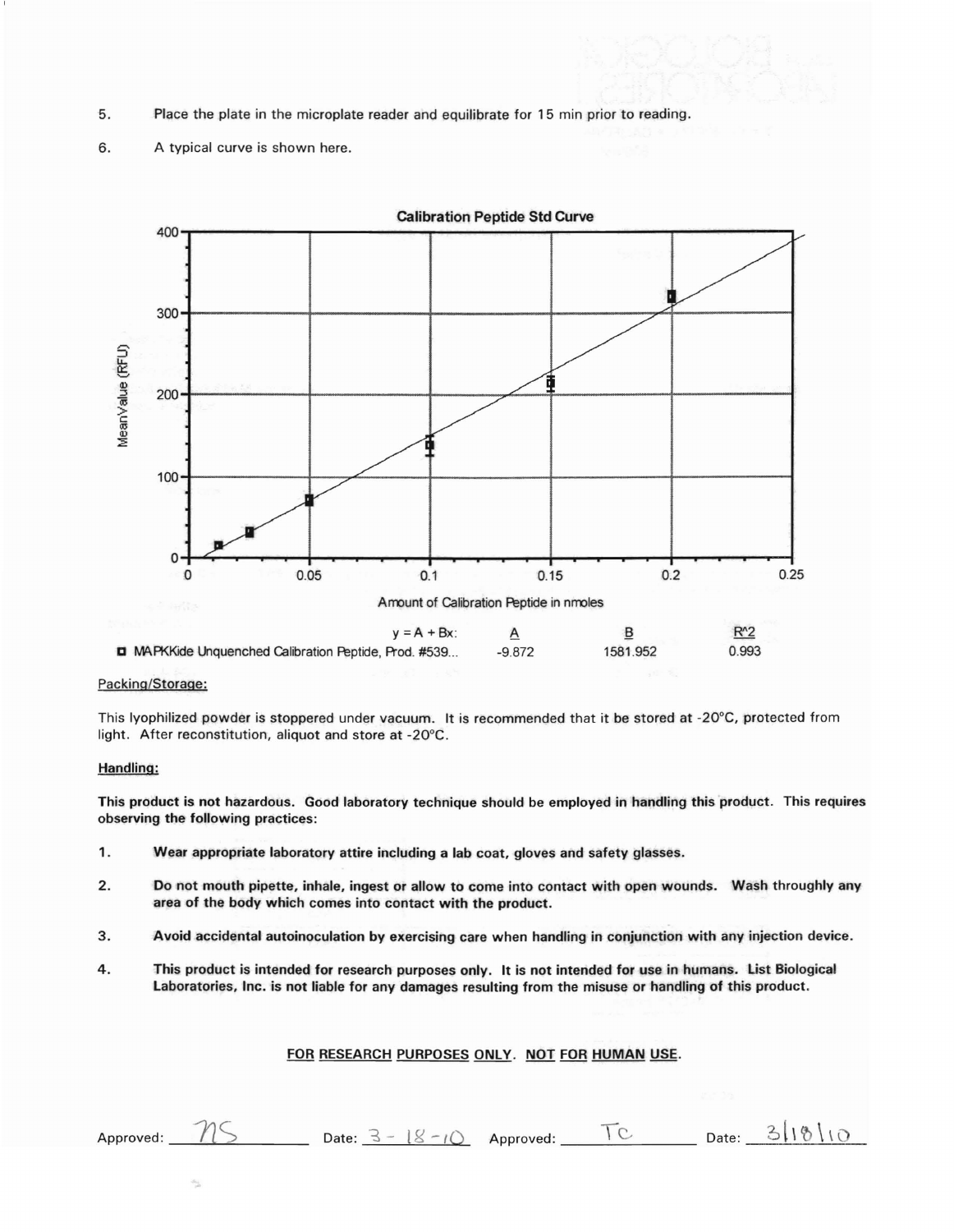5. Place the plate in the microplate reader and equilibrate for 15 min prior to reading.

6. A typical curve is shown here.

Calibration Peptide Std Curve

MeanValue (RFU)

400
300
200
100
0

0
0.05
0.1
0.15
0.2
0.25

Amount of Calibration Peptide in nmoles

| | $y = A + Bx$: | A | B | R^2 |
|---|---|---|---|---|
| MAPKKide Unquenched Calibration Peptide, Prod. #539... | | -9.872 | 1581.952 | 0.993 |

Packing/Storage:

This lyophilized powder is stoppered under vacuum. It is recommended that it be stored at -20°C, protected from light. After reconstitution, aliquot and store at -20°C.

**Handling:**

**This product is not hazardous. Good laboratory technique should be employed in handling this product. This requires observing the following practices:**

1. **Wear appropriate laboratory attire including a lab coat, gloves and safety glasses.**

2. **Do not mouth pipette, inhale, ingest or allow to come into contact with open wounds. Wash throughly any area of the body which comes into contact with the product.**

3. **Avoid accidental autoinoculation by exercising care when handling in conjunction with any injection device.**

4. **This product is intended for research purposes only. It is not intended for use in humans. List Biological Laboratories, Inc. is not liable for any damages resulting from the misuse or handling of this product.**

**FOR RESEARCH PURPOSES ONLY. NOT FOR HUMAN USE.**

Approved: ns Date: 3-18-10 Approved: TC Date: 3/18/10